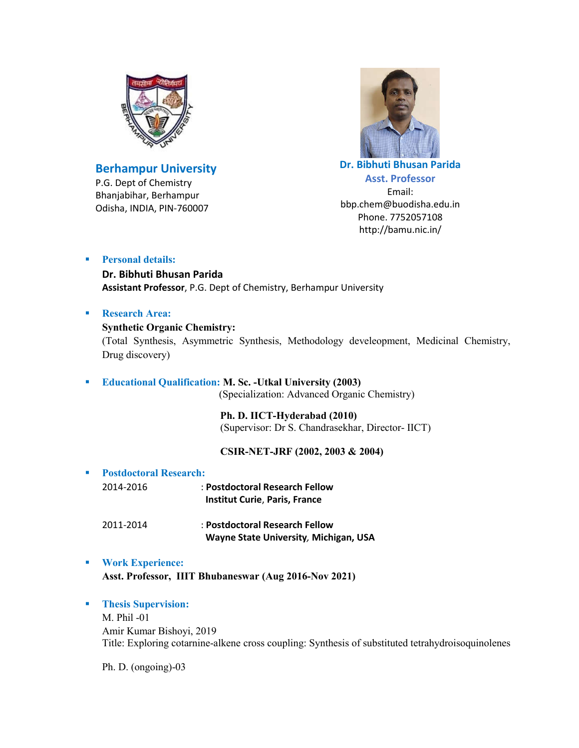**Berhampur University**
P.G. Dept of Chemistry
Bhanjabihar, Berhampur
Odisha, INDIA, PIN-760007

**Dr. Bibhuti Bhusan Parida**
**Asst. Professor**
Email:
bbp.chem@buodisha.edu.in
Phone. 7752057108
http://bamu.nic.in/

- **Personal details:**

  **Dr. Bibhuti Bhusan Parida**
  **Assistant Professor**, P.G. Dept of Chemistry, Berhampur University

- **Research Area:**

  **Synthetic Organic Chemistry:**
  (Total Synthesis, Asymmetric Synthesis, Methodology develeopment, Medicinal Chemistry, Drug discovery)

- **Educational Qualification:** **M. Sc. -Utkal University (2003)**
  (Specialization: Advanced Organic Chemistry)

  **Ph. D. IICT-Hyderabad (2010)**
  (Supervisor: Dr S. Chandrasekhar, Director- IICT)

  **CSIR-NET-JRF (2002, 2003 & 2004)**

- **Postdoctoral Research:**

  2014-2016 : **Postdoctoral Research Fellow**
  **Institut Curie**, **Paris, France**

  2011-2014 : **Postdoctoral Research Fellow**
  **Wayne State University**, **Michigan, USA**

- **Work Experience:**

  **Asst. Professor, IIIT Bhubaneswar (Aug 2016-Nov 2021)**

- **Thesis Supervision:**

  M. Phil -01
  Amir Kumar Bishoyi, 2019
  Title: Exploring cotarnine-alkene cross coupling: Synthesis of substituted tetrahydroisoquinolenes

  Ph. D. (ongoing)-03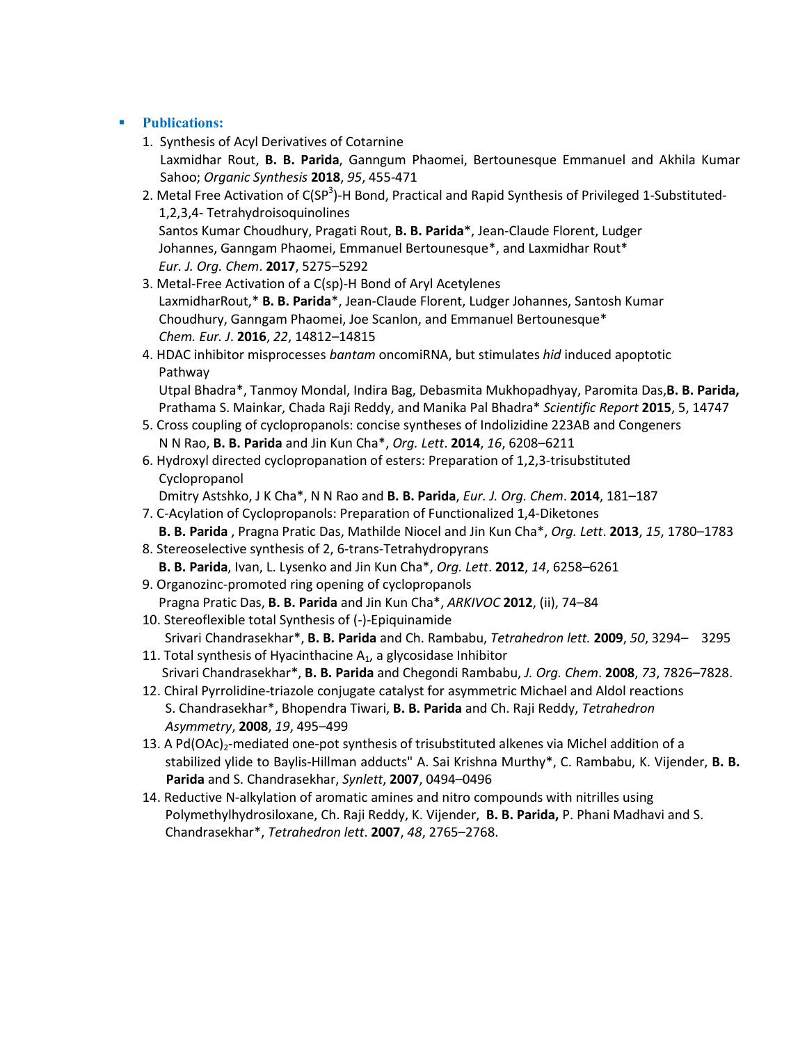- **Publications:**

1. Synthesis of Acyl Derivatives of Cotarnine
   Laxmidhar Rout, **B. B. Parida**, Ganngum Phaomei, Bertounesque Emmanuel and Akhila Kumar Sahoo; *Organic Synthesis* **2018**, *95*, 455-471
2. Metal Free Activation of C($SP^3$)-H Bond, Practical and Rapid Synthesis of Privileged 1-Substituted-1,2,3,4- Tetrahydroisoquinolines
   Santos Kumar Choudhury, Pragati Rout, **B. B. Parida**\*, Jean-Claude Florent, Ludger Johannes, Ganngam Phaomei, Emmanuel Bertounesque\*, and Laxmidhar Rout\*
   *Eur. J. Org. Chem*. **2017**, 5275–5292
3. Metal-Free Activation of a C(sp)-H Bond of Aryl Acetylenes
   LaxmidharRout,\* **B. B. Parida**\*, Jean-Claude Florent, Ludger Johannes, Santosh Kumar Choudhury, Ganngam Phaomei, Joe Scanlon, and Emmanuel Bertounesque\*
   *Chem. Eur. J*. **2016**, *22*, 14812–14815
4. HDAC inhibitor misprocesses *bantam* oncomiRNA, but stimulates *hid* induced apoptotic Pathway
   Utpal Bhadra\*, Tanmoy Mondal, Indira Bag, Debasmita Mukhopadhyay, Paromita Das,**B. B. Parida,** Prathama S. Mainkar, Chada Raji Reddy, and Manika Pal Bhadra\* *Scientific Report* **2015**, 5, 14747
5. Cross coupling of cyclopropanols: concise syntheses of Indolizidine 223AB and Congeners
   N N Rao, **B. B. Parida** and Jin Kun Cha\*, *Org. Lett*. **2014**, *16*, 6208–6211
6. Hydroxyl directed cyclopropanation of esters: Preparation of 1,2,3-trisubstituted Cyclopropanol
   Dmitry Astshko, J K Cha\*, N N Rao and **B. B. Parida**, *Eur. J. Org. Chem*. **2014**, 181–187
7. C-Acylation of Cyclopropanols: Preparation of Functionalized 1,4-Diketones
   **B. B. Parida** , Pragna Pratic Das, Mathilde Niocel and Jin Kun Cha\*, *Org. Lett*. **2013**, *15*, 1780–1783
8. Stereoselective synthesis of 2, 6-trans-Tetrahydropyrans
   **B. B. Parida**, Ivan, L. Lysenko and Jin Kun Cha\*, *Org. Lett*. **2012**, *14*, 6258–6261
9. Organozinc-promoted ring opening of cyclopropanols
   Pragna Pratic Das, **B. B. Parida** and Jin Kun Cha\*, *ARKIVOC* **2012**, (ii), 74–84
10. Stereoflexible total Synthesis of (-)-Epiquinamide
    Srivari Chandrasekhar\*, **B. B. Parida** and Ch. Rambabu, *Tetrahedron lett.* **2009**, *50*, 3294– 3295
11. Total synthesis of Hyacinthacine $A_1$, a glycosidase Inhibitor
    Srivari Chandrasekhar\*, **B. B. Parida** and Chegondi Rambabu, *J. Org. Chem*. **2008**, *73*, 7826–7828.
12. Chiral Pyrrolidine-triazole conjugate catalyst for asymmetric Michael and Aldol reactions
    S. Chandrasekhar\*, Bhopendra Tiwari, **B. B. Parida** and Ch. Raji Reddy, *Tetrahedron Asymmetry*, **2008**, *19*, 495–499
13. A $Pd(OAc)_2$-mediated one-pot synthesis of trisubstituted alkenes via Michel addition of a stabilized ylide to Baylis-Hillman adducts" A. Sai Krishna Murthy\*, C. Rambabu, K. Vijender, **B. B. Parida** and S. Chandrasekhar, *Synlett*, **2007**, 0494–0496
14. Reductive N-alkylation of aromatic amines and nitro compounds with nitrilles using Polymethylhydrosiloxane, Ch. Raji Reddy, K. Vijender, **B. B. Parida,** P. Phani Madhavi and S. Chandrasekhar\*, *Tetrahedron lett*. **2007**, *48*, 2765–2768.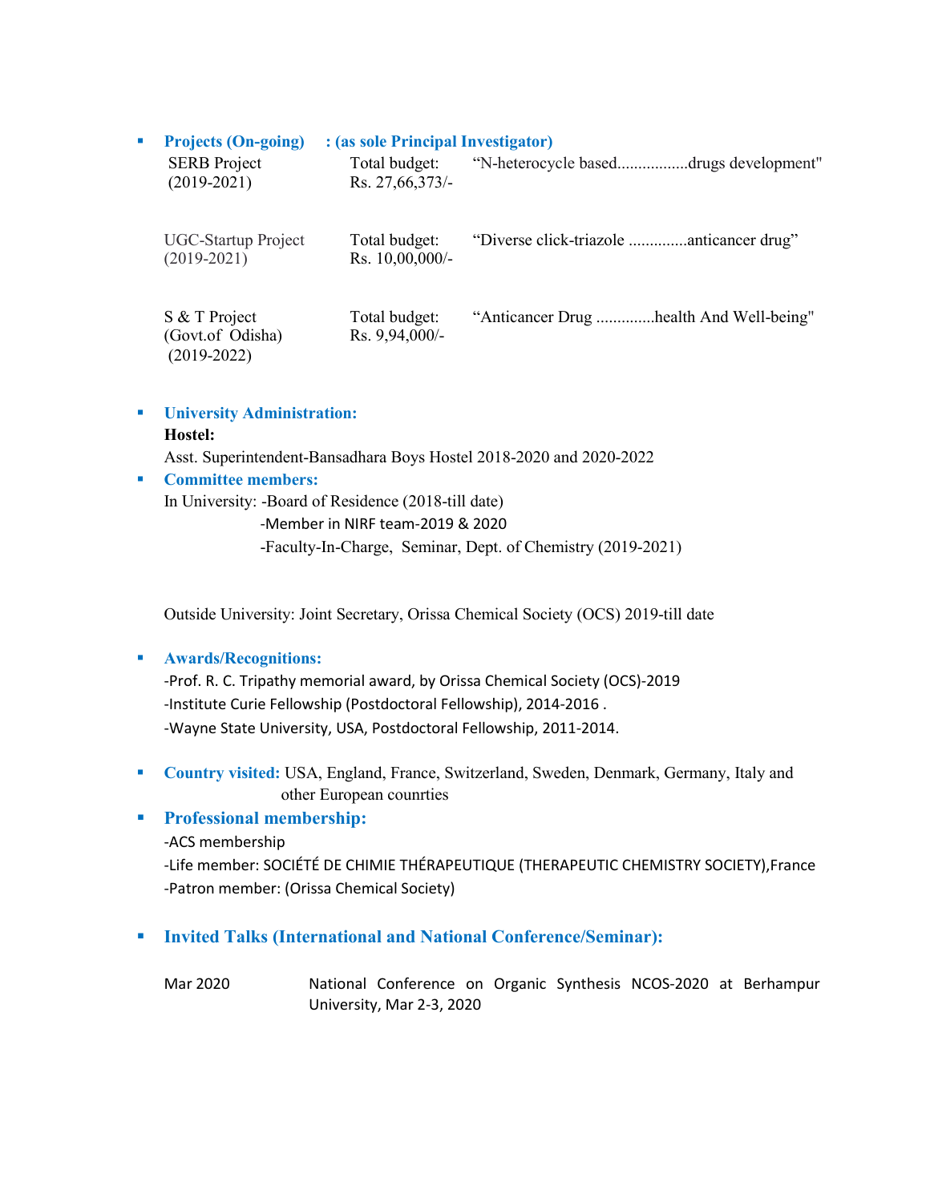- **Projects (On-going) : (as sole Principal Investigator)**

| | | |
|---|---|---|
| SERB Project (2019-2021) | Total budget: Rs. 27,66,373/- | "N-heterocycle based................drugs development" |
| UGC-Startup Project (2019-2021) | Total budget: Rs. 10,00,000/- | "Diverse click-triazole .............anticancer drug" |
| S & T Project (Govt.of Odisha) (2019-2022) | Total budget: Rs. 9,94,000/- | "Anticancer Drug .............health And Well-being" |

- **University Administration:**

  **Hostel:**

  Asst. Superintendent-Bansadhara Boys Hostel 2018-2020 and 2020-2022

- **Committee members:**

  In University: -Board of Residence (2018-till date)
  -Member in NIRF team-2019 & 2020
  -Faculty-In-Charge, Seminar, Dept. of Chemistry (2019-2021)

  Outside University: Joint Secretary, Orissa Chemical Society (OCS) 2019-till date

- **Awards/Recognitions:**

  -Prof. R. C. Tripathy memorial award, by Orissa Chemical Society (OCS)-2019
  -Institute Curie Fellowship (Postdoctoral Fellowship), 2014-2016 .
  -Wayne State University, USA, Postdoctoral Fellowship, 2011-2014.

- **Country visited:** USA, England, France, Switzerland, Sweden, Denmark, Germany, Italy and other European counrties

- **Professional membership:**

  -ACS membership
  -Life member: SOCIÉTÉ DE CHIMIE THÉRAPEUTIQUE (THERAPEUTIC CHEMISTRY SOCIETY),France
  -Patron member: (Orissa Chemical Society)

- **Invited Talks (International and National Conference/Seminar):**

| | |
|---|---|
| Mar 2020 | National Conference on Organic Synthesis NCOS-2020 at Berhampur University, Mar 2-3, 2020 |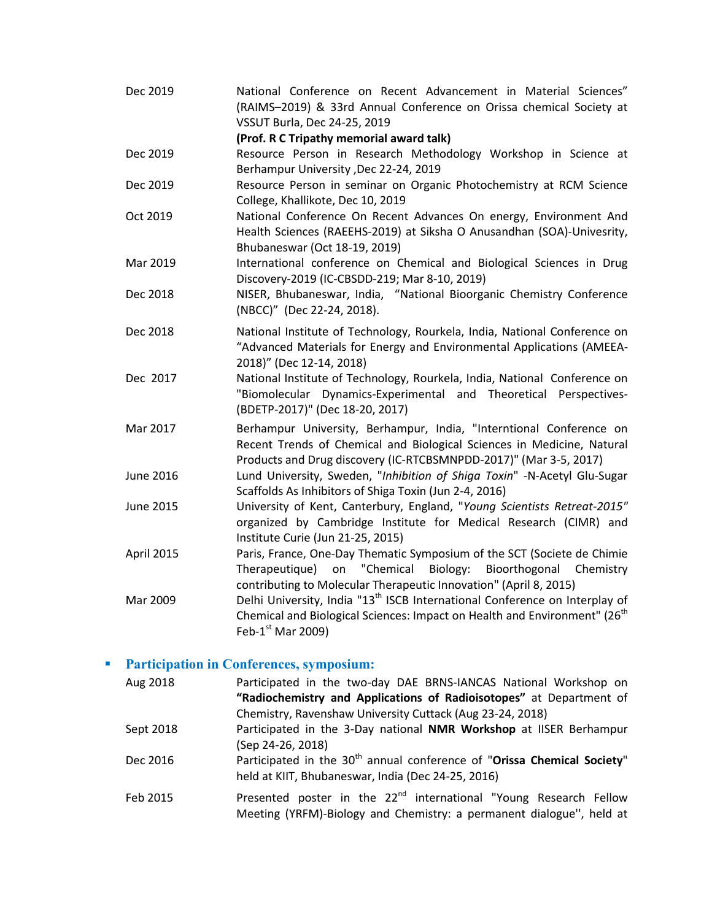| | |
|---|---|
| Dec 2019 | National Conference on Recent Advancement in Material Sciences" (RAIMS–2019) & 33rd Annual Conference on Orissa chemical Society at VSSUT Burla, Dec 24-25, 2019 **(Prof. R C Tripathy memorial award talk)** |
| Dec 2019 | Resource Person in Research Methodology Workshop in Science at Berhampur University ,Dec 22-24, 2019 |
| Dec 2019 | Resource Person in seminar on Organic Photochemistry at RCM Science College, Khallikote, Dec 10, 2019 |
| Oct 2019 | National Conference On Recent Advances On energy, Environment And Health Sciences (RAEEHS-2019) at Siksha O Anusandhan (SOA)-Univesrity, Bhubaneswar (Oct 18-19, 2019) |
| Mar 2019 | International conference on Chemical and Biological Sciences in Drug Discovery-2019 (IC-CBSDD-219; Mar 8-10, 2019) |
| Dec 2018 | NISER, Bhubaneswar, India, "National Bioorganic Chemistry Conference (NBCC)" (Dec 22-24, 2018). |
| Dec 2018 | National Institute of Technology, Rourkela, India, National Conference on "Advanced Materials for Energy and Environmental Applications (AMEEA-2018)" (Dec 12-14, 2018) |
| Dec 2017 | National Institute of Technology, Rourkela, India, National Conference on "Biomolecular Dynamics-Experimental and Theoretical Perspectives-(BDETP-2017)" (Dec 18-20, 2017) |
| Mar 2017 | Berhampur University, Berhampur, India, "Interntional Conference on Recent Trends of Chemical and Biological Sciences in Medicine, Natural Products and Drug discovery (IC-RTCBSMNPDD-2017)" (Mar 3-5, 2017) |
| June 2016 | Lund University, Sweden, "*Inhibition of Shiga Toxin*" -N-Acetyl Glu-Sugar Scaffolds As Inhibitors of Shiga Toxin (Jun 2-4, 2016) |
| June 2015 | University of Kent, Canterbury, England, "*Young Scientists Retreat-2015*" organized by Cambridge Institute for Medical Research (CIMR) and Institute Curie (Jun 21-25, 2015) |
| April 2015 | Paris, France, One-Day Thematic Symposium of the SCT (Societe de Chimie Therapeutique) on "Chemical Biology: Bioorthogonal Chemistry contributing to Molecular Therapeutic Innovation" (April 8, 2015) |
| Mar 2009 | Delhi University, India "13th ISCB International Conference on Interplay of Chemical and Biological Sciences: Impact on Health and Environment" (26th Feb-1st Mar 2009) |

- **Participation in Conferences, symposium:**

| | |
|---|---|
| Aug 2018 | Participated in the two-day DAE BRNS-IANCAS National Workshop on **"Radiochemistry and Applications of Radioisotopes"** at Department of Chemistry, Ravenshaw University Cuttack (Aug 23-24, 2018) |
| Sept 2018 | Participated in the 3-Day national **NMR Workshop** at IISER Berhampur (Sep 24-26, 2018) |
| Dec 2016 | Participated in the 30th annual conference of "**Orissa Chemical Society**" held at KIIT, Bhubaneswar, India (Dec 24-25, 2016) |
| Feb 2015 | Presented poster in the 22nd international "Young Research Fellow Meeting (YRFM)-Biology and Chemistry: a permanent dialogue'', held at |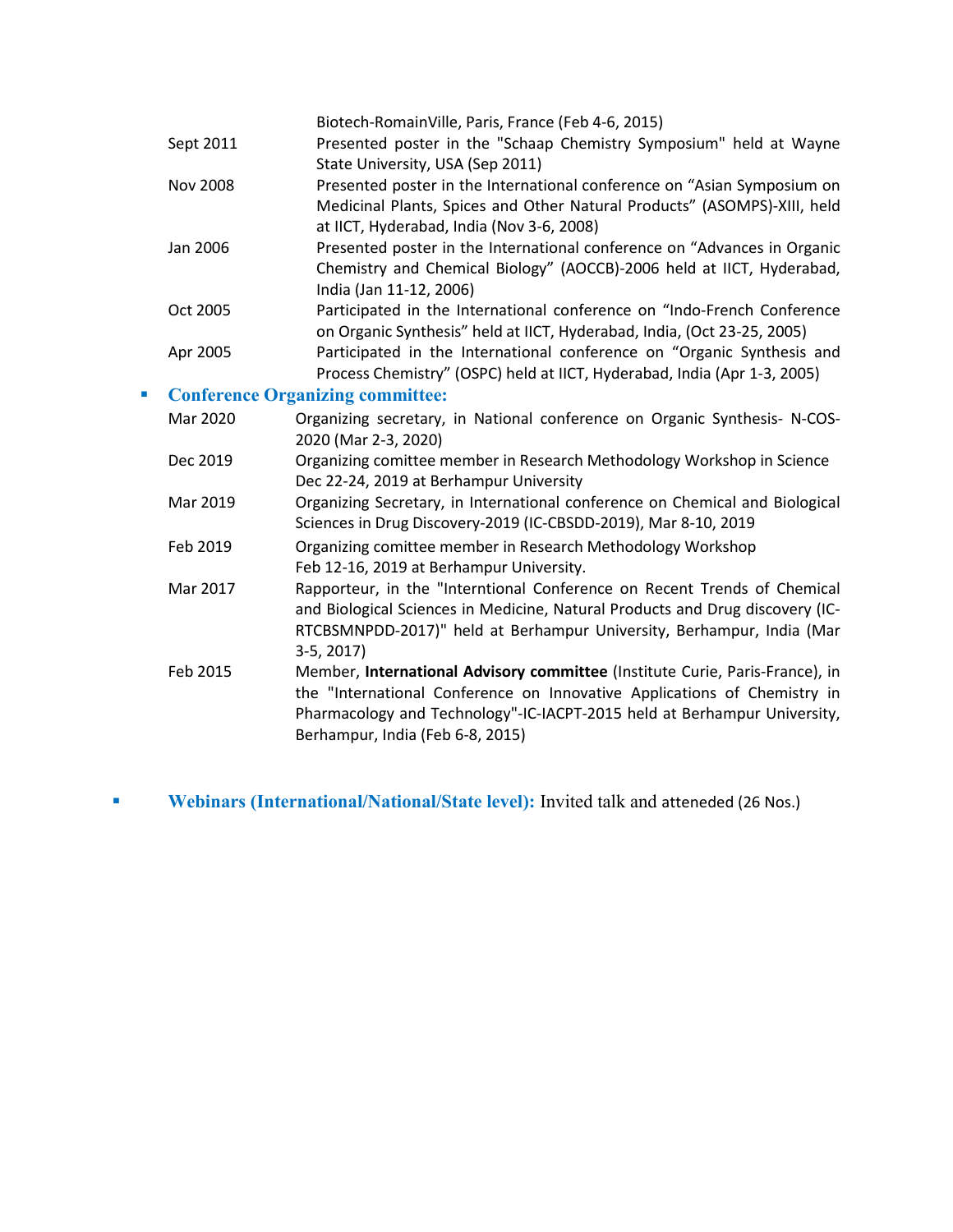| | |
|---|---|
| | Biotech-RomainVille, Paris, France (Feb 4-6, 2015) |
| Sept 2011 | Presented poster in the "Schaap Chemistry Symposium" held at Wayne State University, USA (Sep 2011) |
| Nov 2008 | Presented poster in the International conference on "Asian Symposium on Medicinal Plants, Spices and Other Natural Products" (ASOMPS)-XIII, held at IICT, Hyderabad, India (Nov 3-6, 2008) |
| Jan 2006 | Presented poster in the International conference on "Advances in Organic Chemistry and Chemical Biology" (AOCCB)-2006 held at IICT, Hyderabad, India (Jan 11-12, 2006) |
| Oct 2005 | Participated in the International conference on "Indo-French Conference on Organic Synthesis" held at IICT, Hyderabad, India, (Oct 23-25, 2005) |
| Apr 2005 | Participated in the International conference on "Organic Synthesis and Process Chemistry" (OSPC) held at IICT, Hyderabad, India (Apr 1-3, 2005) |

- **Conference Organizing committee:**

| | |
|---|---|
| Mar 2020 | Organizing secretary, in National conference on Organic Synthesis- N-COS-2020 (Mar 2-3, 2020) |
| Dec 2019 | Organizing comittee member in Research Methodology Workshop in Science Dec 22-24, 2019 at Berhampur University |
| Mar 2019 | Organizing Secretary, in International conference on Chemical and Biological Sciences in Drug Discovery-2019 (IC-CBSDD-2019), Mar 8-10, 2019 |
| Feb 2019 | Organizing comittee member in Research Methodology Workshop Feb 12-16, 2019 at Berhampur University. |
| Mar 2017 | Rapporteur, in the "Interntional Conference on Recent Trends of Chemical and Biological Sciences in Medicine, Natural Products and Drug discovery (IC-RTCBSMNPDD-2017)" held at Berhampur University, Berhampur, India (Mar 3-5, 2017) |
| Feb 2015 | Member, **International Advisory committee** (Institute Curie, Paris-France), in the "International Conference on Innovative Applications of Chemistry in Pharmacology and Technology"-IC-IACPT-2015 held at Berhampur University, Berhampur, India (Feb 6-8, 2015) |

- **Webinars (International/National/State level):** Invited talk and atteneded (26 Nos.)